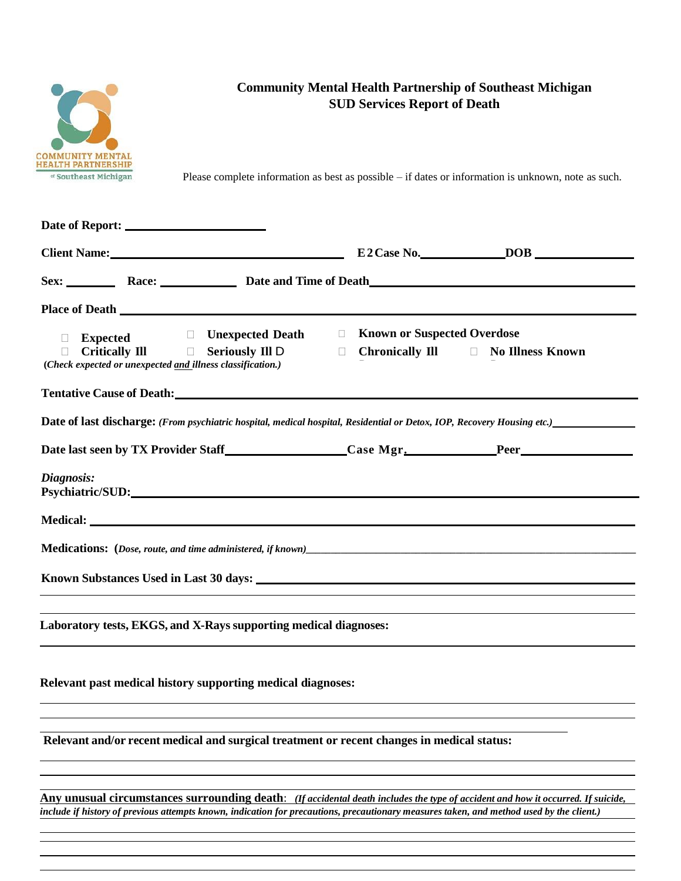COMMUNITY MENTAL HEALTH PARTNERSHIP of Southeast Michigan

# Community Mental Health Partnership of Southeast Michigan
## SUD Services Report of Death

Please complete information as best as possible – if dates or information is unknown, note as such.

**Date of Report:** ____________________

**Client Name:** ________________________________ **E2Case No.** ____________ **DOB** ______________

**Sex:** _______ **Race:** ___________ **Date and Time of Death** ________________________________

**Place of Death** ________________________________________________________________

☐ **Expected** ☐ **Unexpected Death** ☐ **Known or Suspected Overdose**
☐ **Critically Ill** ☐ **Seriously Ill** ☐ **Chronically Ill** ☐ **No Illness Known**
(*Check expected or unexpected and illness classification.*)

**Tentative Cause of Death:** ________________________________________________________

**Date of last discharge:** *(From psychiatric hospital, medical hospital, Residential or Detox, IOP, Recovery Housing etc.)* ____________

**Date last seen by TX Provider Staff** ________________ **Case Mgr.** ____________ **Peer** ______________

*Diagnosis:*
**Psychiatric/SUD:** ________________________________________________________________

**Medical:** ________________________________________________________________

**Medications:** (*Dose, route, and time administered, if known*) ________________________________

**Known Substances Used in Last 30 days:** ________________________________________________

________________________________________________________________

**Laboratory tests, EKGS, and X-Rays supporting medical diagnoses:**

________________________________________________________________

**Relevant past medical history supporting medical diagnoses:**

________________________________________________________________

________________________________________________________________

**Relevant and/or recent medical and surgical treatment or recent changes in medical status:**

________________________________________________________________

________________________________________________________________

**Any unusual circumstances surrounding death**: *(If accidental death includes the type of accident and how it occurred. If suicide, include if history of previous attempts known, indication for precautions, precautionary measures taken, and method used by the client.)*

________________________________________________________________

________________________________________________________________

________________________________________________________________

________________________________________________________________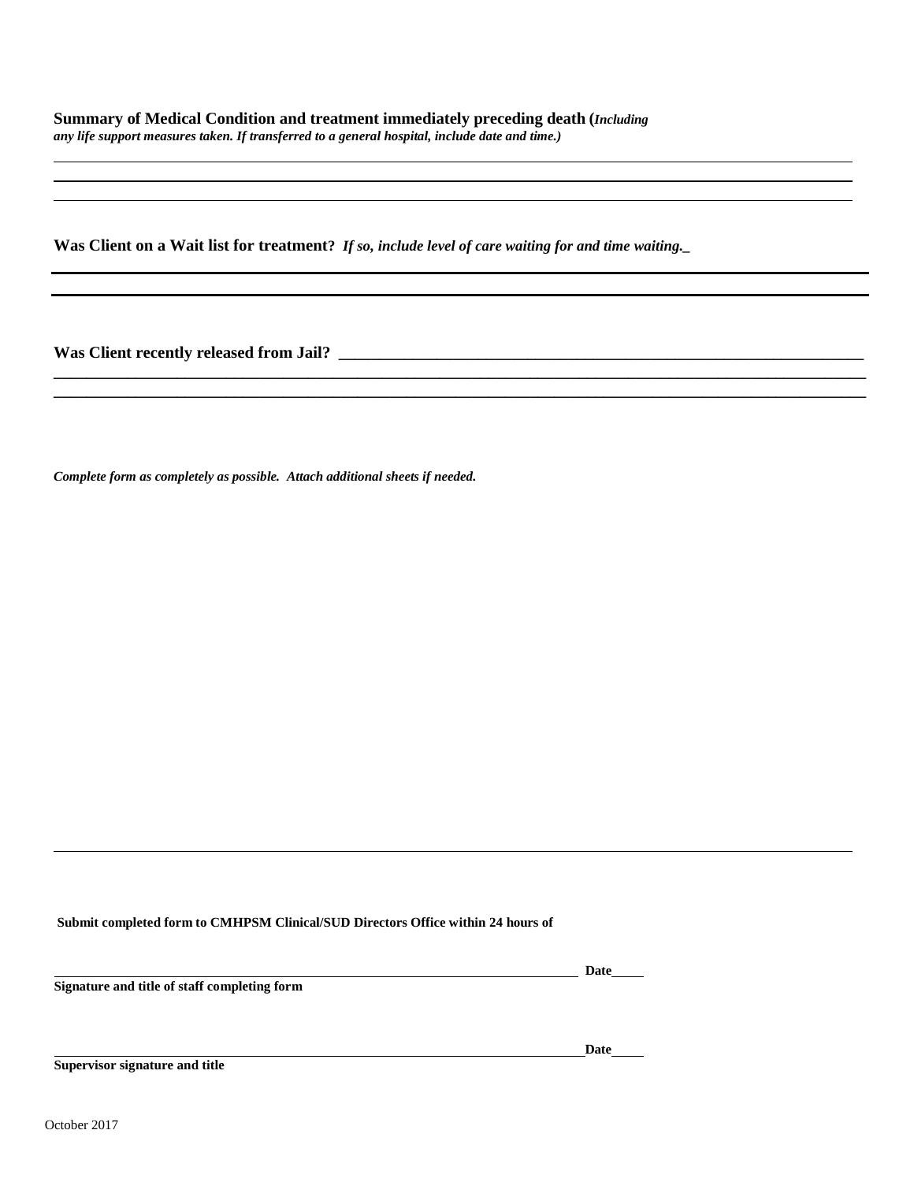**Summary of Medical Condition and treatment immediately preceding death (*Including any life support measures taken. If transferred to a general hospital, include date and time.)***

**Was Client on a Wait list for treatment?** ***If so, include level of care waiting for and time waiting.*_**

**Was Client recently released from Jail?** ____________________________________________________________________

*Complete form as completely as possible. Attach additional sheets if needed.*

**Submit completed form to CMHPSM Clinical/SUD Directors Office within 24 hours of**

______________________________________________________ **Date**____

**Signature and title of staff completing form**

______________________________________________________ **Date**____

**Supervisor signature and title**

October 2017